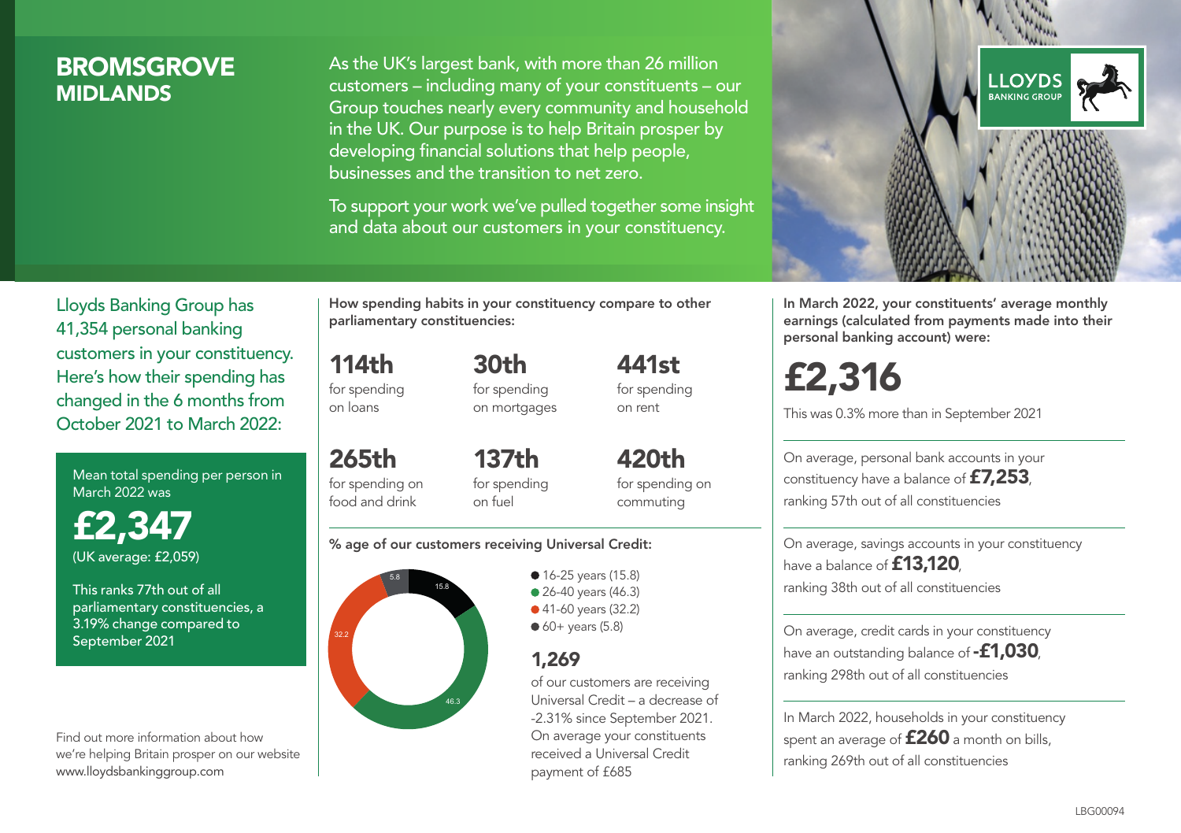# BROMSGROVE
## MIDLANDS

As the UK's largest bank, with more than 26 million customers – including many of your constituents – our Group touches nearly every community and household in the UK. Our purpose is to help Britain prosper by developing financial solutions that help people, businesses and the transition to net zero.

To support your work we've pulled together some insight and data about our customers in your constituency.

Lloyds Banking Group has 41,354 personal banking customers in your constituency. Here's how their spending has changed in the 6 months from October 2021 to March 2022:

Mean total spending per person in March 2022 was

**£2,347**
(UK average: £2,059)

This ranks 77th out of all parliamentary constituencies, a 3.19% change compared to September 2021

Find out more information about how we're helping Britain prosper on our website www.lloydsbankinggroup.com

**How spending habits in your constituency compare to other parliamentary constituencies:**

**114th** for spending on loans

**30th** for spending on mortgages

**441st** for spending on rent

**265th** for spending on food and drink

**137th** for spending on fuel

**420th** for spending on commuting

**% age of our customers receiving Universal Credit:**

- 16-25 years (15.8)
- 26-40 years (46.3)
- 41-60 years (32.2)
- 60+ years (5.8)

**1,269** of our customers are receiving Universal Credit – a decrease of -2.31% since September 2021. On average your constituents received a Universal Credit payment of £685

**In March 2022, your constituents' average monthly earnings (calculated from payments made into their personal banking account) were:**

**£2,316**

This was 0.3% more than in September 2021

On average, personal bank accounts in your constituency have a balance of **£7,253**, ranking 57th out of all constituencies

On average, savings accounts in your constituency have a balance of **£13,120**, ranking 38th out of all constituencies

On average, credit cards in your constituency have an outstanding balance of **-£1,030**, ranking 298th out of all constituencies

In March 2022, households in your constituency spent an average of **£260** a month on bills, ranking 269th out of all constituencies

LBG00094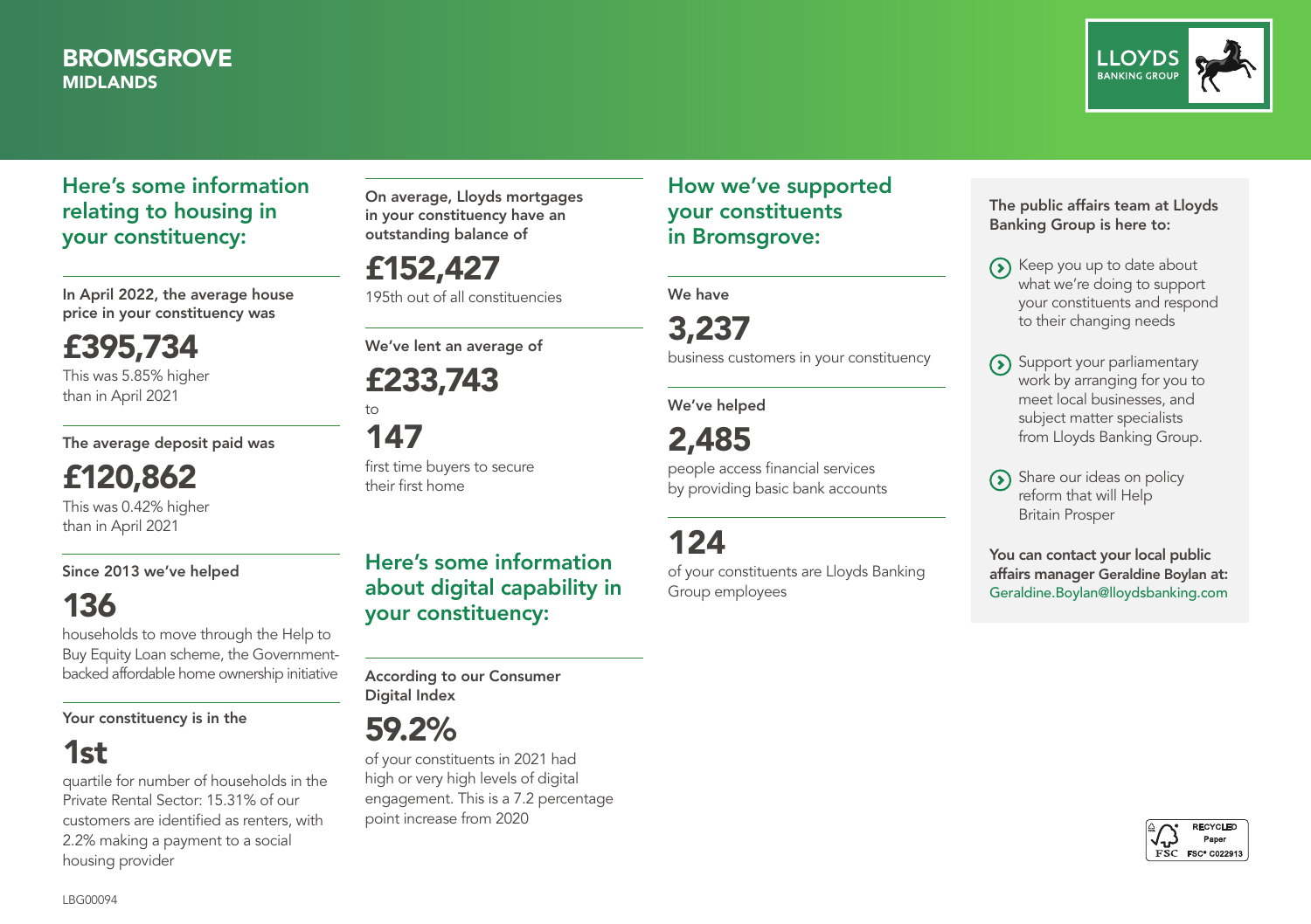# BROMSGROVE
## MIDLANDS

LLOYDS BANKING GROUP

## Here's some information relating to housing in your constituency:

**In April 2022, the average house price in your constituency was**

# £395,734

This was 5.85% higher than in April 2021

**The average deposit paid was**

# £120,862

This was 0.42% higher than in April 2021

**Since 2013 we've helped**

# 136

households to move through the Help to Buy Equity Loan scheme, the Government-backed affordable home ownership initiative

**Your constituency is in the**

# 1st

quartile for number of households in the Private Rental Sector: 15.31% of our customers are identified as renters, with 2.2% making a payment to a social housing provider

**On average, Lloyds mortgages in your constituency have an outstanding balance of**

# £152,427

195th out of all constituencies

**We've lent an average of**

# £233,743

to

# 147

first time buyers to secure their first home

## Here's some information about digital capability in your constituency:

**According to our Consumer Digital Index**

# 59.2%

of your constituents in 2021 had high or very high levels of digital engagement. This is a 7.2 percentage point increase from 2020

## How we've supported your constituents in Bromsgrove:

**We have**

# 3,237

business customers in your constituency

**We've helped**

# 2,485

people access financial services by providing basic bank accounts

# 124

of your constituents are Lloyds Banking Group employees

**The public affairs team at Lloyds Banking Group is here to:**

- Keep you up to date about what we're doing to support your constituents and respond to their changing needs
- Support your parliamentary work by arranging for you to meet local businesses, and subject matter specialists from Lloyds Banking Group.
- Share our ideas on policy reform that will Help Britain Prosper

**You can contact your local public affairs manager Geraldine Boylan at:**
Geraldine.Boylan@lloydsbanking.com

RECYCLED Paper FSC FSC® C022913

LBG00094